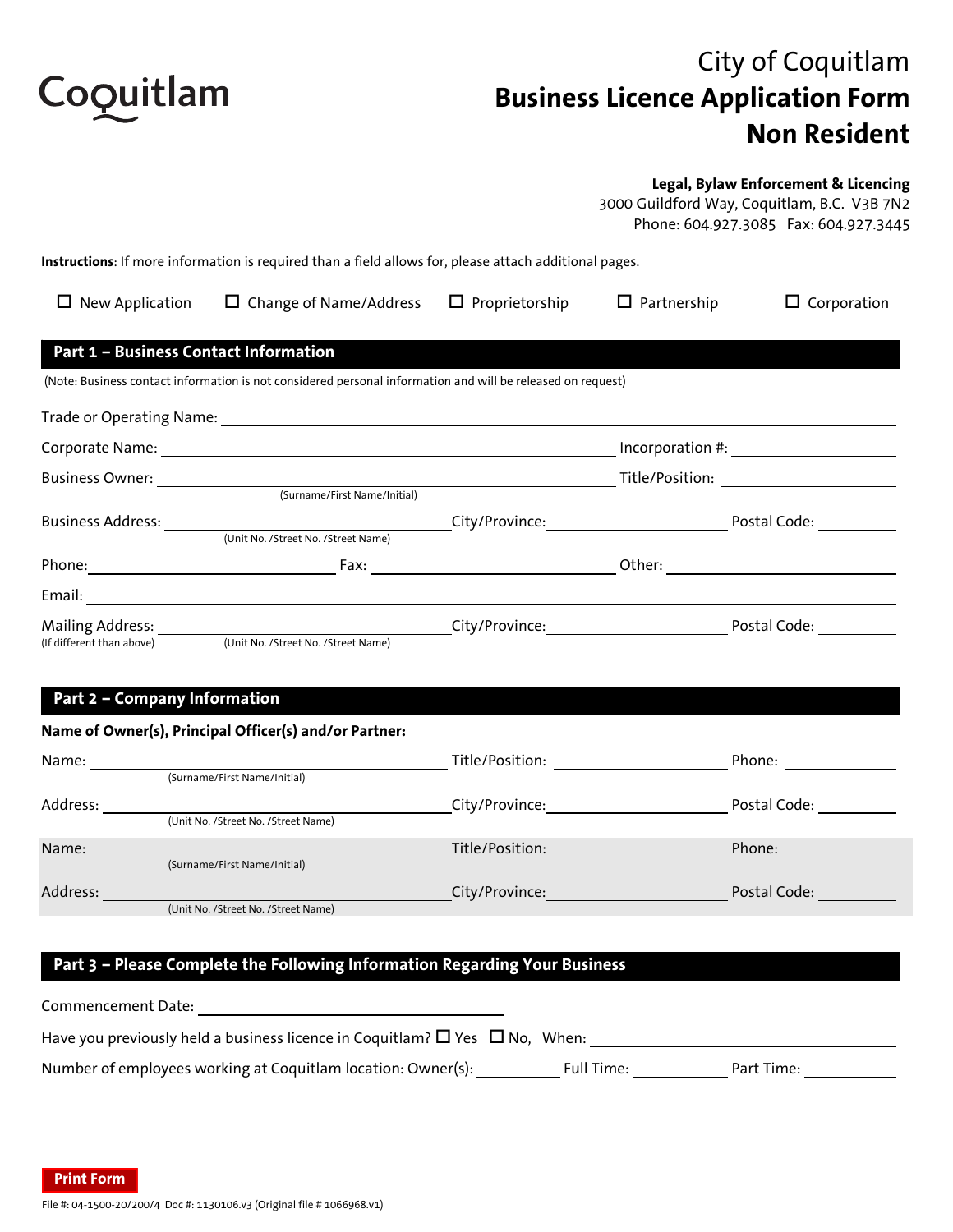Coquitlam

# City of Coquitlam
# Business Licence Application Form
# Non Resident

**Legal, Bylaw Enforcement & Licencing**
3000 Guildford Way, Coquitlam, B.C. V3B 7N2
Phone: 604.927.3085 Fax: 604.927.3445

**Instructions**: If more information is required than a field allows for, please attach additional pages.

☐ New Application ☐ Change of Name/Address ☐ Proprietorship ☐ Partnership ☐ Corporation

## Part 1 – Business Contact Information

(Note: Business contact information is not considered personal information and will be released on request)

Trade or Operating Name: ______________________________

Corporate Name: ______________________________ Incorporation #: ______________

Business Owner: ______________________________ Title/Position: ______________
(Surname/First Name/Initial)

Business Address: ______________________________ City/Province: ______________ Postal Code: __________
(Unit No. /Street No. /Street Name)

Phone: ______________ Fax: ______________ Other: ______________

Email: ______________________________

Mailing Address: ______________________________ City/Province: ______________ Postal Code: __________
(If different than above) (Unit No. /Street No. /Street Name)

## Part 2 – Company Information

**Name of Owner(s), Principal Officer(s) and/or Partner:**

Name: ______________________________ Title/Position: ______________ Phone: ______________
(Surname/First Name/Initial)

Address: ______________________________ City/Province: ______________ Postal Code: __________
(Unit No. /Street No. /Street Name)

Name: ______________________________ Title/Position: ______________ Phone: ______________
(Surname/First Name/Initial)

Address: ______________________________ City/Province: ______________ Postal Code: __________
(Unit No. /Street No. /Street Name)

## Part 3 – Please Complete the Following Information Regarding Your Business

Commencement Date: ______________________________

Have you previously held a business licence in Coquitlam? ☐ Yes ☐ No, When: ______________________________

Number of employees working at Coquitlam location: Owner(s): __________ Full Time: __________ Part Time: __________

Print Form

File #: 04-1500-20/200/4 Doc #: 1130106.v3 (Original file # 1066968.v1)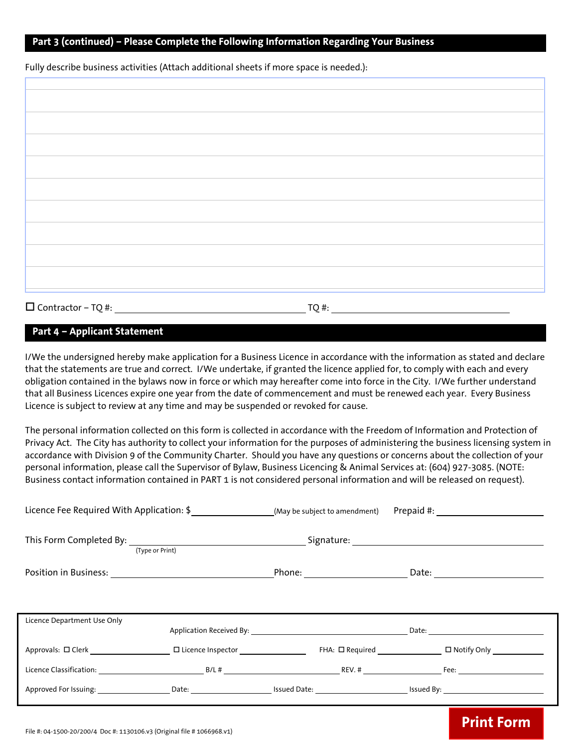## Part 3 (continued) – Please Complete the Following Information Regarding Your Business

Fully describe business activities (Attach additional sheets if more space is needed.):

☐ Contractor – TQ #: ______________________ TQ #: ______________________

## Part 4 – Applicant Statement

I/We the undersigned hereby make application for a Business Licence in accordance with the information as stated and declare that the statements are true and correct. I/We undertake, if granted the licence applied for, to comply with each and every obligation contained in the bylaws now in force or which may hereafter come into force in the City. I/We further understand that all Business Licences expire one year from the date of commencement and must be renewed each year. Every Business Licence is subject to review at any time and may be suspended or revoked for cause.

The personal information collected on this form is collected in accordance with the Freedom of Information and Protection of Privacy Act. The City has authority to collect your information for the purposes of administering the business licensing system in accordance with Division 9 of the Community Charter. Should you have any questions or concerns about the collection of your personal information, please call the Supervisor of Bylaw, Business Licencing & Animal Services at: (604) 927-3085. (NOTE: Business contact information contained in PART 1 is not considered personal information and will be released on request).

Licence Fee Required With Application: $ ______________ (May be subject to amendment) Prepaid #: ______________

This Form Completed By: ______________________ (Type or Print) Signature: ______________________

Position in Business: ______________________ Phone: ______________ Date: ______________

Licence Department Use Only

Application Received By: ______________________ Date: ______________

Approvals: ☐ Clerk ______________ ☐ Licence Inspector ______________ FHA: ☐ Required ______________ ☐ Notify Only ______________

Licence Classification: ______________ B/L # ______________ REV. # ______________ Fee: ______________

Approved For Issuing: ______________ Date: ______________ Issued Date: ______________ Issued By: ______________

Print Form

File #: 04-1500-20/200/4 Doc #: 1130106.v3 (Original file # 1066968.v1)